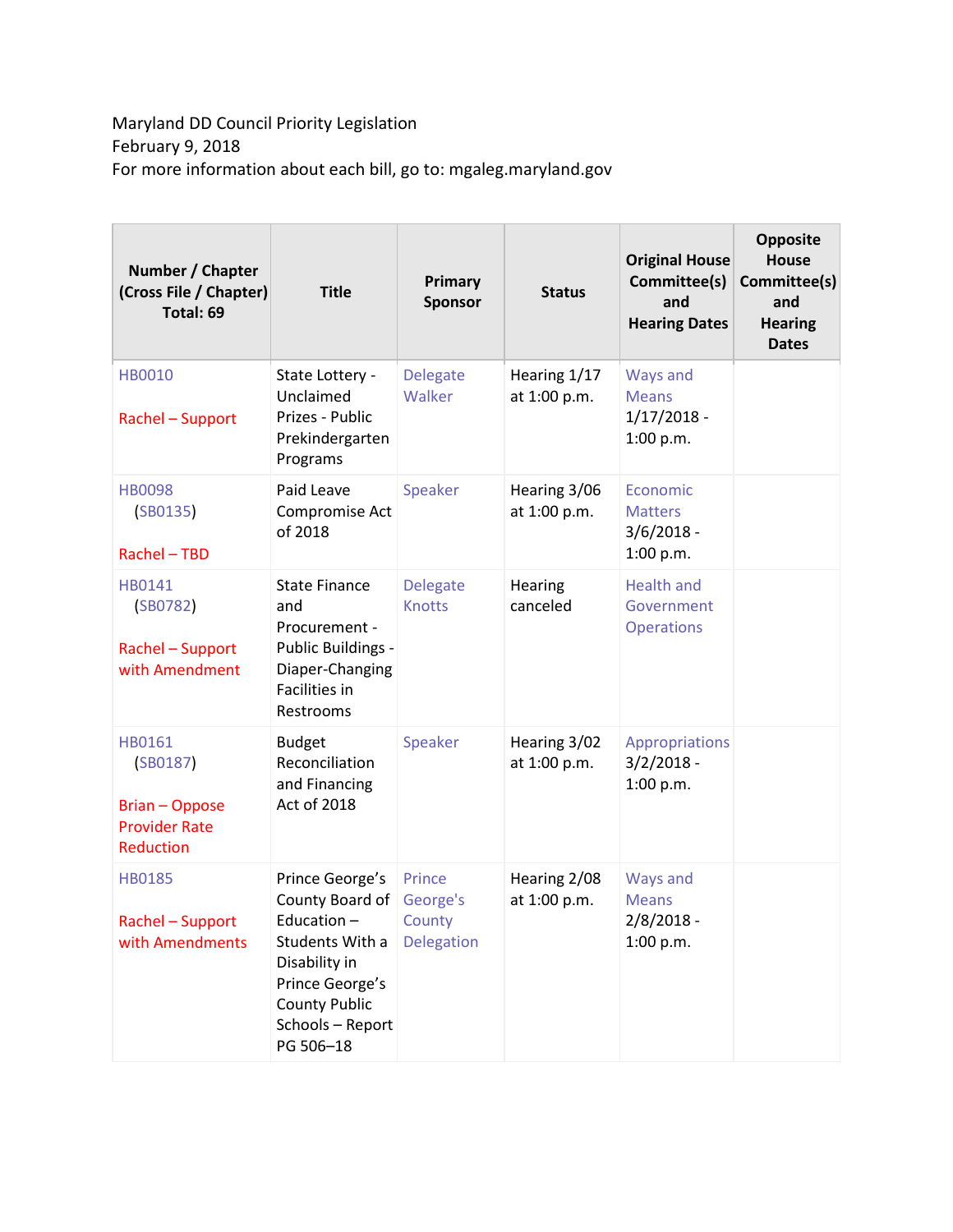Maryland DD Council Priority Legislation
February 9, 2018
For more information about each bill, go to: mgaleg.maryland.gov

| Number / Chapter (Cross File / Chapter) Total: 69 | Title | Primary Sponsor | Status | Original House Committee(s) and Hearing Dates | Opposite House Committee(s) and Hearing Dates |
|---|---|---|---|---|---|
| HB0010<br><br>Rachel – Support | State Lottery - Unclaimed Prizes - Public Prekindergarten Programs | Delegate Walker | Hearing 1/17 at 1:00 p.m. | Ways and Means 1/17/2018 - 1:00 p.m. | |
| HB0098 (SB0135)<br><br>Rachel – TBD | Paid Leave Compromise Act of 2018 | Speaker | Hearing 3/06 at 1:00 p.m. | Economic Matters 3/6/2018 - 1:00 p.m. | |
| HB0141 (SB0782)<br><br>Rachel – Support with Amendment | State Finance and Procurement - Public Buildings - Diaper-Changing Facilities in Restrooms | Delegate Knotts | Hearing canceled | Health and Government Operations | |
| HB0161 (SB0187)<br><br>Brian – Oppose Provider Rate Reduction | Budget Reconciliation and Financing Act of 2018 | Speaker | Hearing 3/02 at 1:00 p.m. | Appropriations 3/2/2018 - 1:00 p.m. | |
| HB0185<br><br>Rachel – Support with Amendments | Prince George's County Board of Education – Students With a Disability in Prince George's County Public Schools – Report PG 506–18 | Prince George's County Delegation | Hearing 2/08 at 1:00 p.m. | Ways and Means 2/8/2018 - 1:00 p.m. | |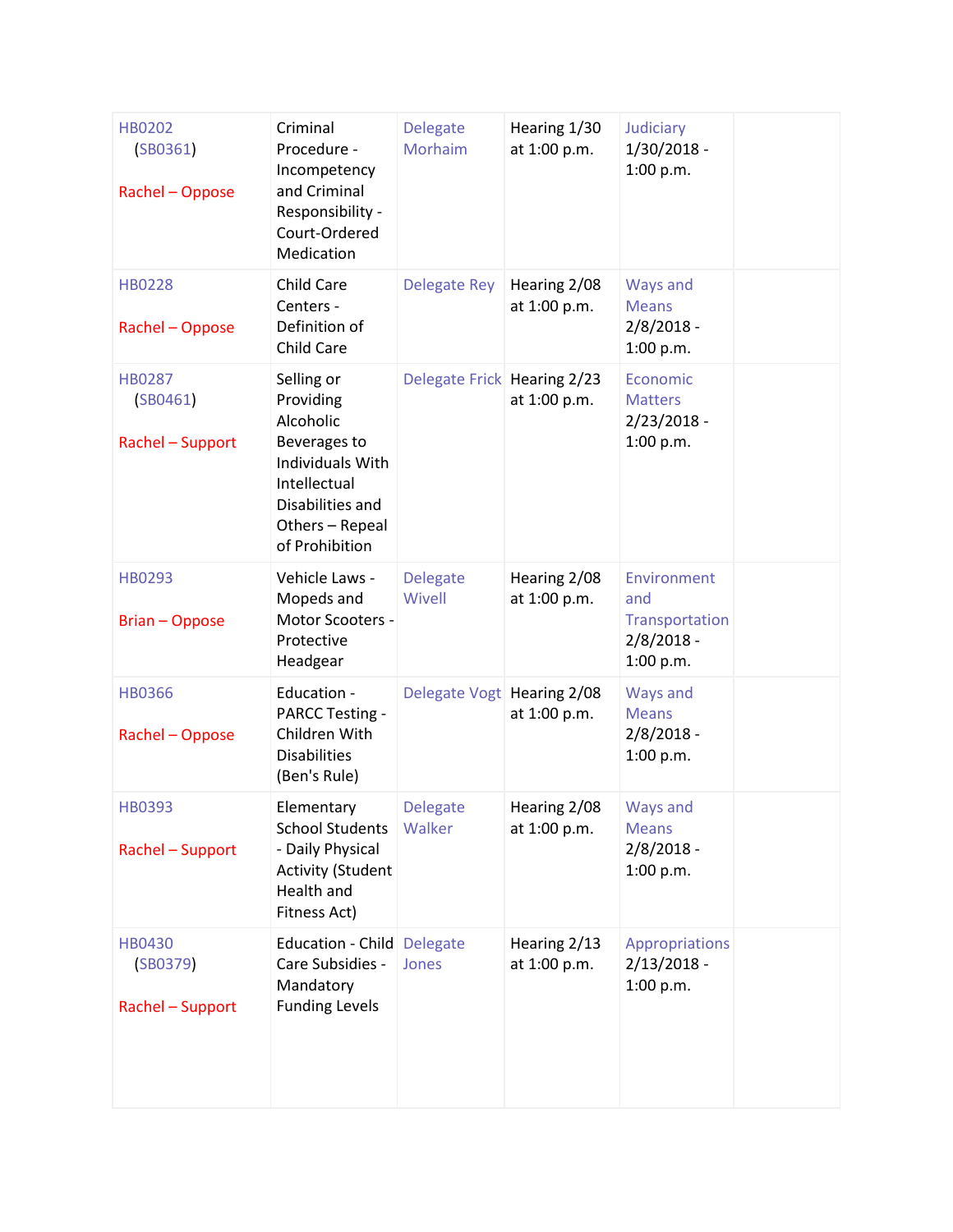| | | | | | |
|---|---|---|---|---|---|
| HB0202 (SB0361) Rachel – Oppose | Criminal Procedure - Incompetency and Criminal Responsibility - Court-Ordered Medication | Delegate Morhaim | Hearing 1/30 at 1:00 p.m. | Judiciary 1/30/2018 - 1:00 p.m. | |
| HB0228 Rachel – Oppose | Child Care Centers - Definition of Child Care | Delegate Rey | Hearing 2/08 at 1:00 p.m. | Ways and Means 2/8/2018 - 1:00 p.m. | |
| HB0287 (SB0461) Rachel – Support | Selling or Providing Alcoholic Beverages to Individuals With Intellectual Disabilities and Others – Repeal of Prohibition | Delegate Frick | Hearing 2/23 at 1:00 p.m. | Economic Matters 2/23/2018 - 1:00 p.m. | |
| HB0293 Brian – Oppose | Vehicle Laws - Mopeds and Motor Scooters - Protective Headgear | Delegate Wivell | Hearing 2/08 at 1:00 p.m. | Environment and Transportation 2/8/2018 - 1:00 p.m. | |
| HB0366 Rachel – Oppose | Education - PARCC Testing - Children With Disabilities (Ben's Rule) | Delegate Vogt | Hearing 2/08 at 1:00 p.m. | Ways and Means 2/8/2018 - 1:00 p.m. | |
| HB0393 Rachel – Support | Elementary School Students - Daily Physical Activity (Student Health and Fitness Act) | Delegate Walker | Hearing 2/08 at 1:00 p.m. | Ways and Means 2/8/2018 - 1:00 p.m. | |
| HB0430 (SB0379) Rachel – Support | Education - Child Care Subsidies - Mandatory Funding Levels | Delegate Jones | Hearing 2/13 at 1:00 p.m. | Appropriations 2/13/2018 - 1:00 p.m. | |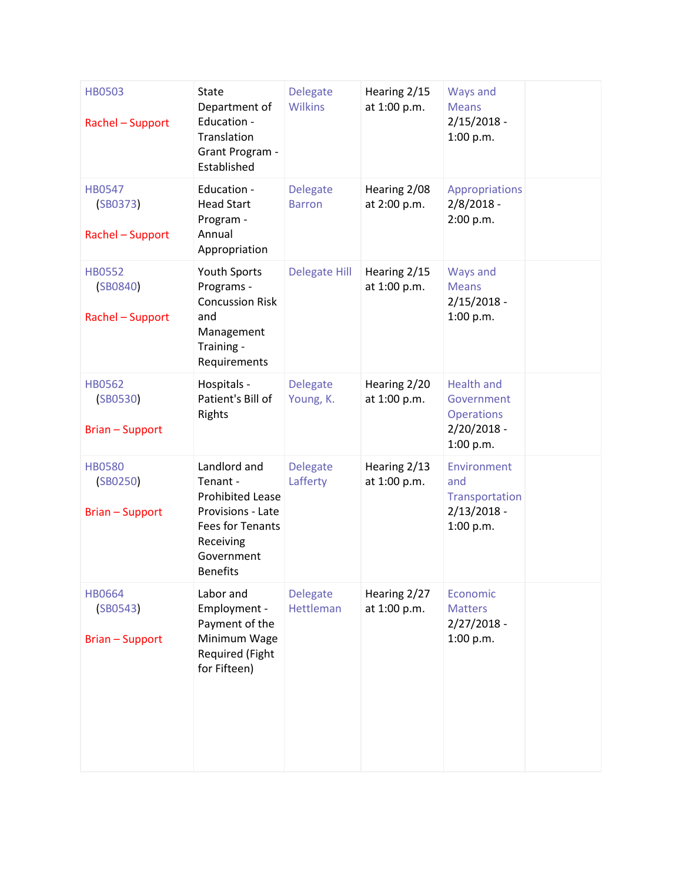| | | | | | |
|---|---|---|---|---|---|
| HB0503<br><br>Rachel – Support | State Department of Education - Translation Grant Program - Established | Delegate Wilkins | Hearing 2/15 at 1:00 p.m. | Ways and Means 2/15/2018 - 1:00 p.m. | |
| HB0547 (SB0373)<br><br>Rachel – Support | Education - Head Start Program - Annual Appropriation | Delegate Barron | Hearing 2/08 at 2:00 p.m. | Appropriations 2/8/2018 - 2:00 p.m. | |
| HB0552 (SB0840)<br><br>Rachel – Support | Youth Sports Programs - Concussion Risk and Management Training - Requirements | Delegate Hill | Hearing 2/15 at 1:00 p.m. | Ways and Means 2/15/2018 - 1:00 p.m. | |
| HB0562 (SB0530)<br><br>Brian – Support | Hospitals - Patient's Bill of Rights | Delegate Young, K. | Hearing 2/20 at 1:00 p.m. | Health and Government Operations 2/20/2018 - 1:00 p.m. | |
| HB0580 (SB0250)<br><br>Brian – Support | Landlord and Tenant - Prohibited Lease Provisions - Late Fees for Tenants Receiving Government Benefits | Delegate Lafferty | Hearing 2/13 at 1:00 p.m. | Environment and Transportation 2/13/2018 - 1:00 p.m. | |
| HB0664 (SB0543)<br><br>Brian – Support | Labor and Employment - Payment of the Minimum Wage Required (Fight for Fifteen) | Delegate Hettleman | Hearing 2/27 at 1:00 p.m. | Economic Matters 2/27/2018 - 1:00 p.m. | |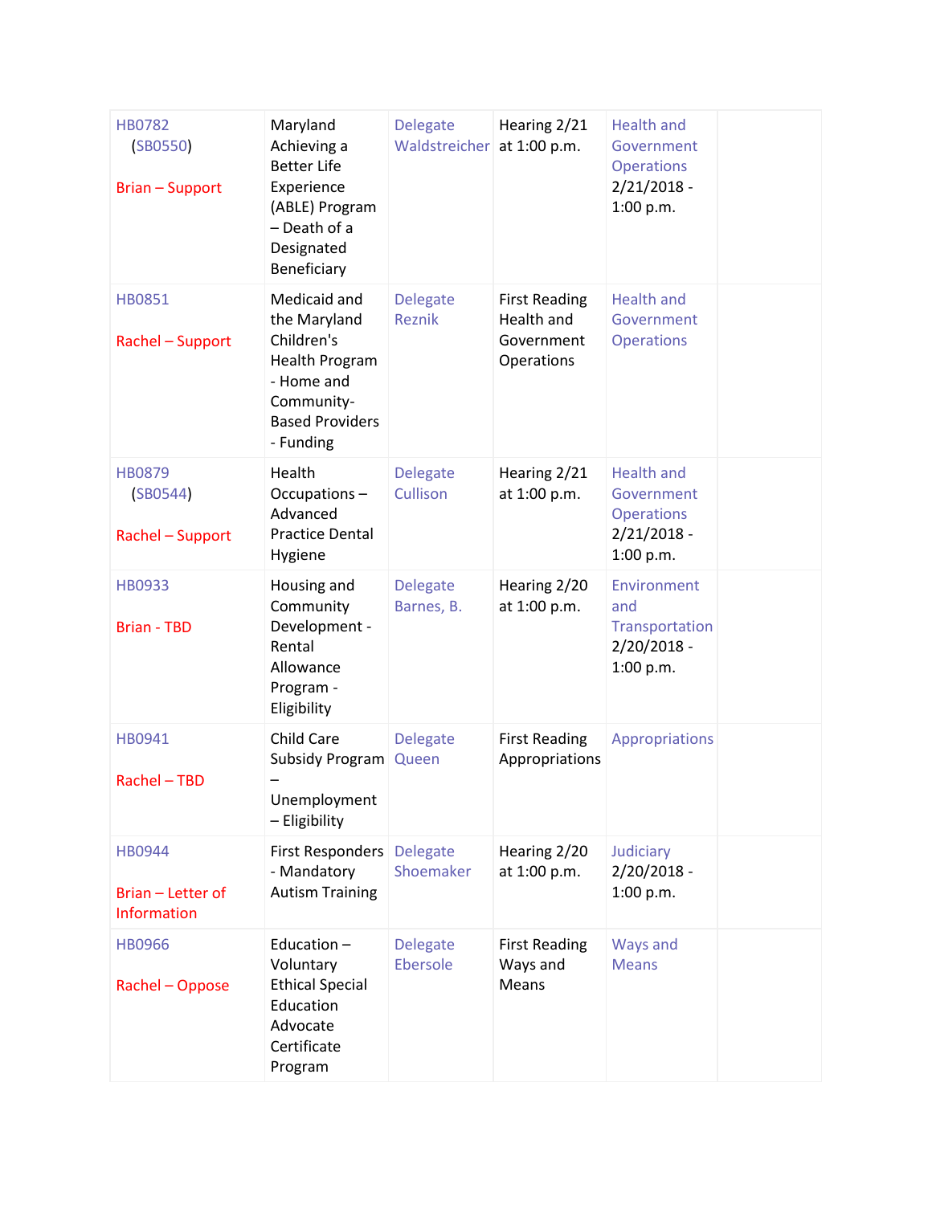| | | | | | |
|---|---|---|---|---|---|
| HB0782 (SB0550) Brian – Support | Maryland Achieving a Better Life Experience (ABLE) Program – Death of a Designated Beneficiary | Delegate Waldstreicher | Hearing 2/21 at 1:00 p.m. | Health and Government Operations 2/21/2018 - 1:00 p.m. | |
| HB0851 Rachel – Support | Medicaid and the Maryland Children's Health Program - Home and Community-Based Providers - Funding | Delegate Reznik | First Reading Health and Government Operations | Health and Government Operations | |
| HB0879 (SB0544) Rachel – Support | Health Occupations – Advanced Practice Dental Hygiene | Delegate Cullison | Hearing 2/21 at 1:00 p.m. | Health and Government Operations 2/21/2018 - 1:00 p.m. | |
| HB0933 Brian - TBD | Housing and Community Development - Rental Allowance Program - Eligibility | Delegate Barnes, B. | Hearing 2/20 at 1:00 p.m. | Environment and Transportation 2/20/2018 - 1:00 p.m. | |
| HB0941 Rachel – TBD | Child Care Subsidy Program – Unemployment – Eligibility | Delegate Queen | First Reading Appropriations | Appropriations | |
| HB0944 Brian – Letter of Information | First Responders - Mandatory Autism Training | Delegate Shoemaker | Hearing 2/20 at 1:00 p.m. | Judiciary 2/20/2018 - 1:00 p.m. | |
| HB0966 Rachel – Oppose | Education – Voluntary Ethical Special Education Advocate Certificate Program | Delegate Ebersole | First Reading Ways and Means | Ways and Means | |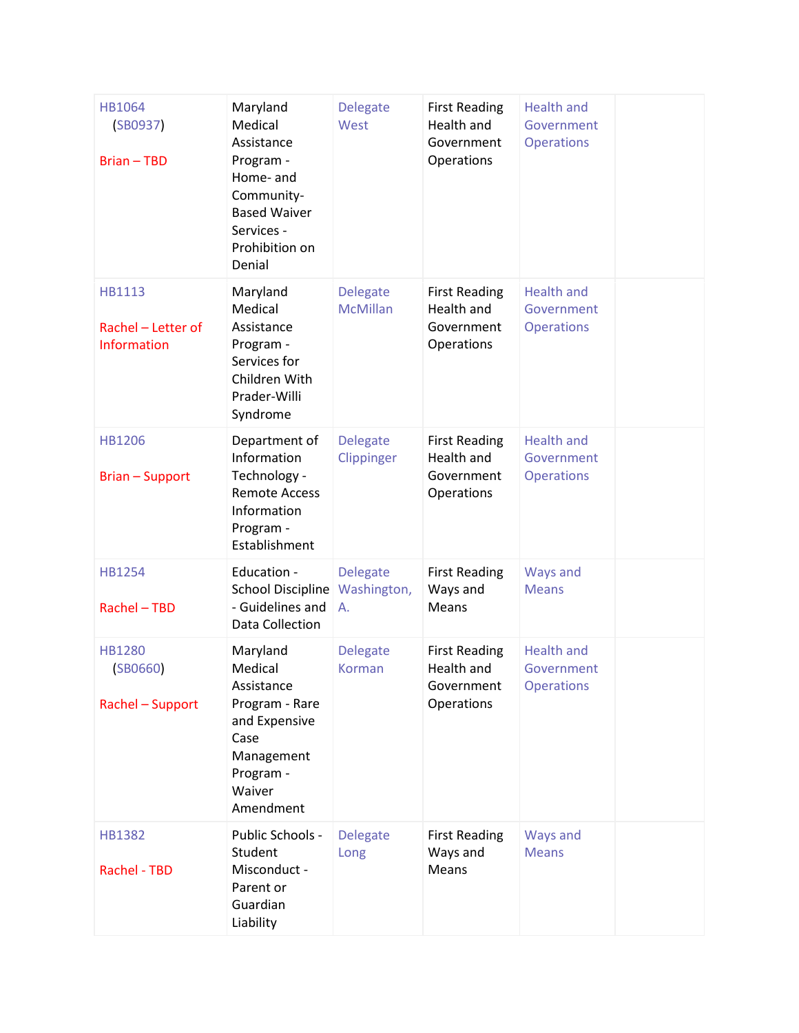| | | | | | |
|---|---|---|---|---|---|
| HB1064 (SB0937)<br><br>Brian – TBD | Maryland Medical Assistance Program - Home- and Community-Based Waiver Services - Prohibition on Denial | Delegate West | First Reading Health and Government Operations | Health and Government Operations | |
| HB1113<br><br>Rachel – Letter of Information | Maryland Medical Assistance Program - Services for Children With Prader-Willi Syndrome | Delegate McMillan | First Reading Health and Government Operations | Health and Government Operations | |
| HB1206<br><br>Brian – Support | Department of Information Technology - Remote Access Information Program - Establishment | Delegate Clippinger | First Reading Health and Government Operations | Health and Government Operations | |
| HB1254<br><br>Rachel – TBD | Education - School Discipline - Guidelines and Data Collection | Delegate Washington, A. | First Reading Ways and Means | Ways and Means | |
| HB1280 (SB0660)<br><br>Rachel – Support | Maryland Medical Assistance Program - Rare and Expensive Case Management Program - Waiver Amendment | Delegate Korman | First Reading Health and Government Operations | Health and Government Operations | |
| HB1382<br><br>Rachel - TBD | Public Schools - Student Misconduct - Parent or Guardian Liability | Delegate Long | First Reading Ways and Means | Ways and Means | |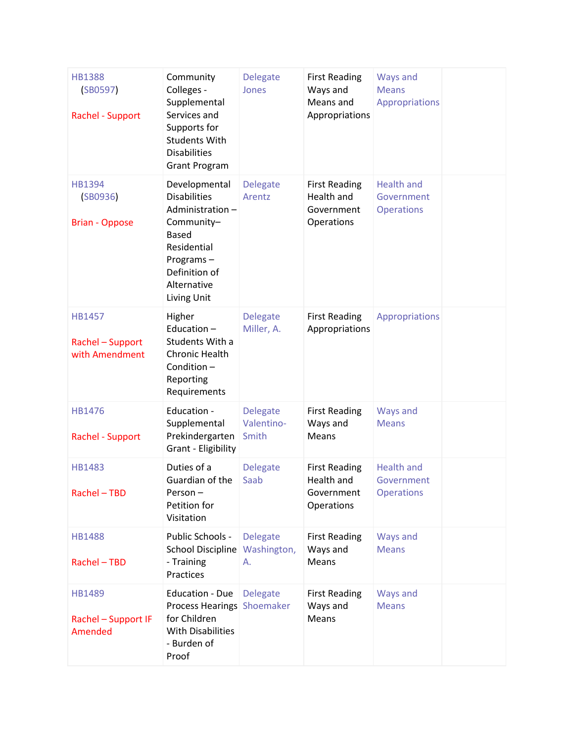| | | | | | |
|---|---|---|---|---|---|
| HB1388 (SB0597)<br><br>Rachel - Support | Community Colleges - Supplemental Services and Supports for Students With Disabilities Grant Program | Delegate Jones | First Reading Ways and Means and Appropriations | Ways and Means Appropriations | |
| HB1394 (SB0936)<br><br>Brian - Oppose | Developmental Disabilities Administration – Community–Based Residential Programs – Definition of Alternative Living Unit | Delegate Arentz | First Reading Health and Government Operations | Health and Government Operations | |
| HB1457<br><br>Rachel – Support with Amendment | Higher Education – Students With a Chronic Health Condition – Reporting Requirements | Delegate Miller, A. | First Reading Appropriations | Appropriations | |
| HB1476<br><br>Rachel - Support | Education - Supplemental Prekindergarten Grant - Eligibility | Delegate Valentino-Smith | First Reading Ways and Means | Ways and Means | |
| HB1483<br><br>Rachel – TBD | Duties of a Guardian of the Person – Petition for Visitation | Delegate Saab | First Reading Health and Government Operations | Health and Government Operations | |
| HB1488<br><br>Rachel – TBD | Public Schools - School Discipline - Training Practices | Delegate Washington, A. | First Reading Ways and Means | Ways and Means | |
| HB1489<br><br>Rachel – Support IF Amended | Education - Due Process Hearings for Children With Disabilities - Burden of Proof | Delegate Shoemaker | First Reading Ways and Means | Ways and Means | |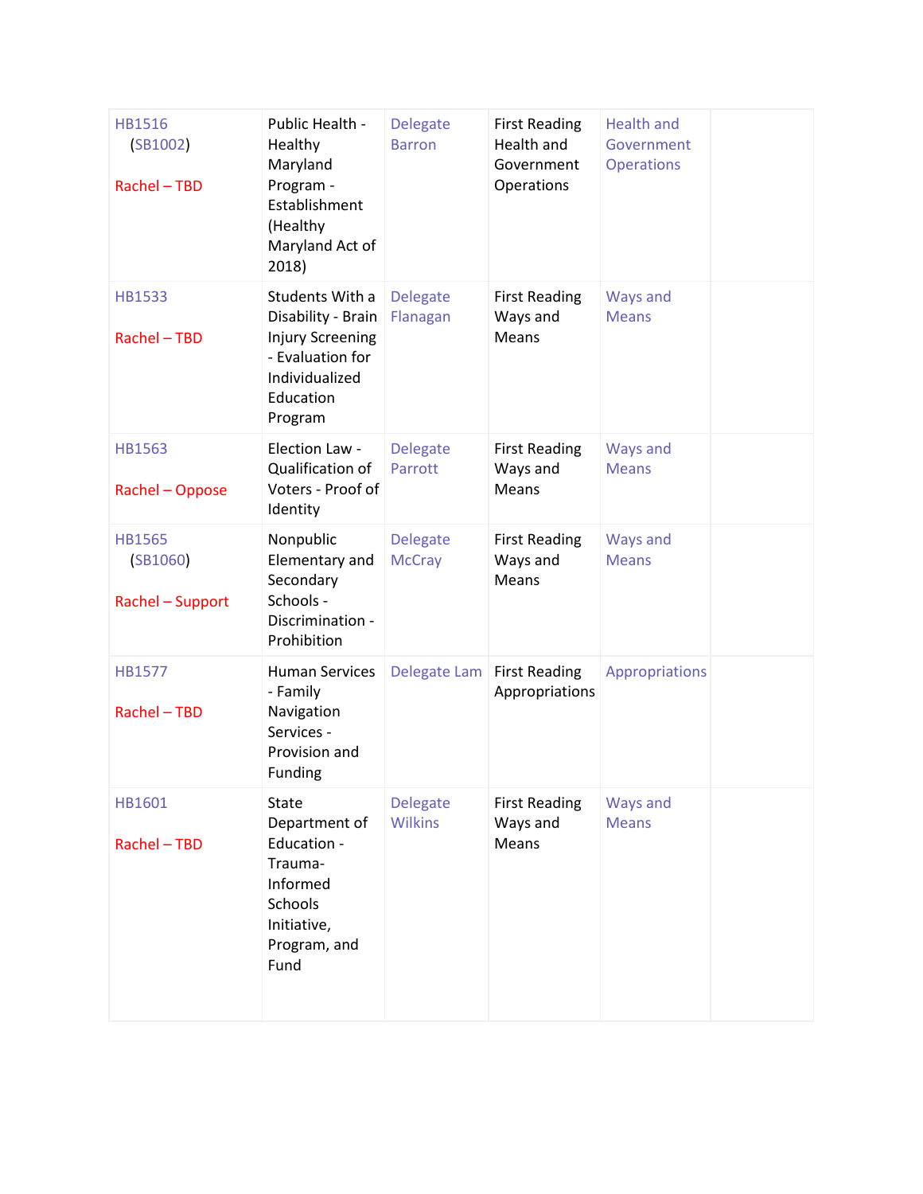| | | | | | |
|---|---|---|---|---|---|
| HB1516 (SB1002) Rachel – TBD | Public Health - Healthy Maryland Program - Establishment (Healthy Maryland Act of 2018) | Delegate Barron | First Reading Health and Government Operations | Health and Government Operations | |
| HB1533 Rachel – TBD | Students With a Disability - Brain Injury Screening - Evaluation for Individualized Education Program | Delegate Flanagan | First Reading Ways and Means | Ways and Means | |
| HB1563 Rachel – Oppose | Election Law - Qualification of Voters - Proof of Identity | Delegate Parrott | First Reading Ways and Means | Ways and Means | |
| HB1565 (SB1060) Rachel – Support | Nonpublic Elementary and Secondary Schools - Discrimination - Prohibition | Delegate McCray | First Reading Ways and Means | Ways and Means | |
| HB1577 Rachel – TBD | Human Services - Family Navigation Services - Provision and Funding | Delegate Lam | First Reading Appropriations | Appropriations | |
| HB1601 Rachel – TBD | State Department of Education - Trauma-Informed Schools Initiative, Program, and Fund | Delegate Wilkins | First Reading Ways and Means | Ways and Means | |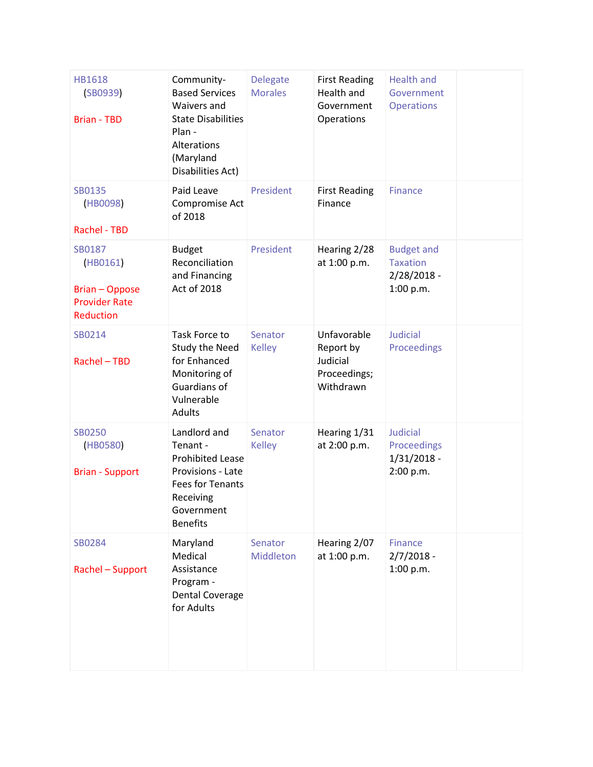| | | | | | |
|---|---|---|---|---|---|
| HB1618 (SB0939) Brian - TBD | Community-Based Services Waivers and State Disabilities Plan - Alterations (Maryland Disabilities Act) | Delegate Morales | First Reading Health and Government Operations | Health and Government Operations | |
| SB0135 (HB0098) Rachel - TBD | Paid Leave Compromise Act of 2018 | President | First Reading Finance | Finance | |
| SB0187 (HB0161) Brian – Oppose Provider Rate Reduction | Budget Reconciliation and Financing Act of 2018 | President | Hearing 2/28 at 1:00 p.m. | Budget and Taxation 2/28/2018 - 1:00 p.m. | |
| SB0214 Rachel – TBD | Task Force to Study the Need for Enhanced Monitoring of Guardians of Vulnerable Adults | Senator Kelley | Unfavorable Report by Judicial Proceedings; Withdrawn | Judicial Proceedings | |
| SB0250 (HB0580) Brian - Support | Landlord and Tenant - Prohibited Lease Provisions - Late Fees for Tenants Receiving Government Benefits | Senator Kelley | Hearing 1/31 at 2:00 p.m. | Judicial Proceedings 1/31/2018 - 2:00 p.m. | |
| SB0284 Rachel – Support | Maryland Medical Assistance Program - Dental Coverage for Adults | Senator Middleton | Hearing 2/07 at 1:00 p.m. | Finance 2/7/2018 - 1:00 p.m. | |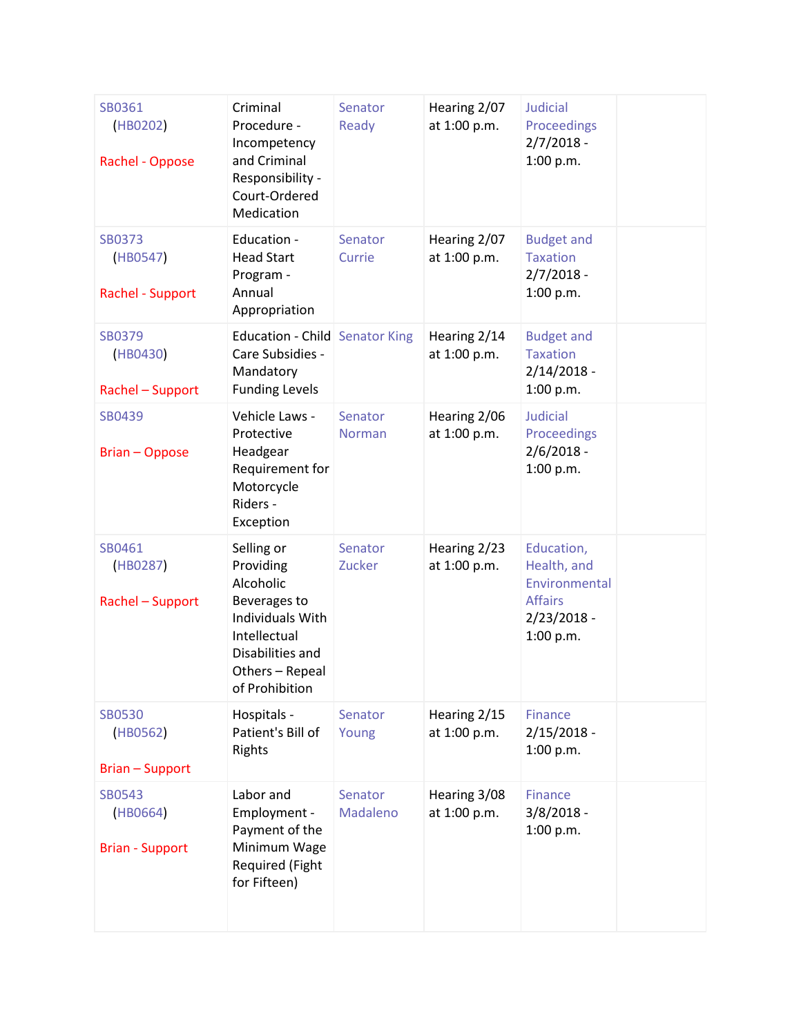| | | | | | |
|---|---|---|---|---|---|
| SB0361 (HB0202) Rachel - Oppose | Criminal Procedure - Incompetency and Criminal Responsibility - Court-Ordered Medication | Senator Ready | Hearing 2/07 at 1:00 p.m. | Judicial Proceedings 2/7/2018 - 1:00 p.m. | |
| SB0373 (HB0547) Rachel - Support | Education - Head Start Program - Annual Appropriation | Senator Currie | Hearing 2/07 at 1:00 p.m. | Budget and Taxation 2/7/2018 - 1:00 p.m. | |
| SB0379 (HB0430) Rachel – Support | Education - Child Care Subsidies - Mandatory Funding Levels | Senator King | Hearing 2/14 at 1:00 p.m. | Budget and Taxation 2/14/2018 - 1:00 p.m. | |
| SB0439 Brian – Oppose | Vehicle Laws - Protective Headgear Requirement for Motorcycle Riders - Exception | Senator Norman | Hearing 2/06 at 1:00 p.m. | Judicial Proceedings 2/6/2018 - 1:00 p.m. | |
| SB0461 (HB0287) Rachel – Support | Selling or Providing Alcoholic Beverages to Individuals With Intellectual Disabilities and Others – Repeal of Prohibition | Senator Zucker | Hearing 2/23 at 1:00 p.m. | Education, Health, and Environmental Affairs 2/23/2018 - 1:00 p.m. | |
| SB0530 (HB0562) Brian – Support | Hospitals - Patient's Bill of Rights | Senator Young | Hearing 2/15 at 1:00 p.m. | Finance 2/15/2018 - 1:00 p.m. | |
| SB0543 (HB0664) Brian - Support | Labor and Employment - Payment of the Minimum Wage Required (Fight for Fifteen) | Senator Madaleno | Hearing 3/08 at 1:00 p.m. | Finance 3/8/2018 - 1:00 p.m. | |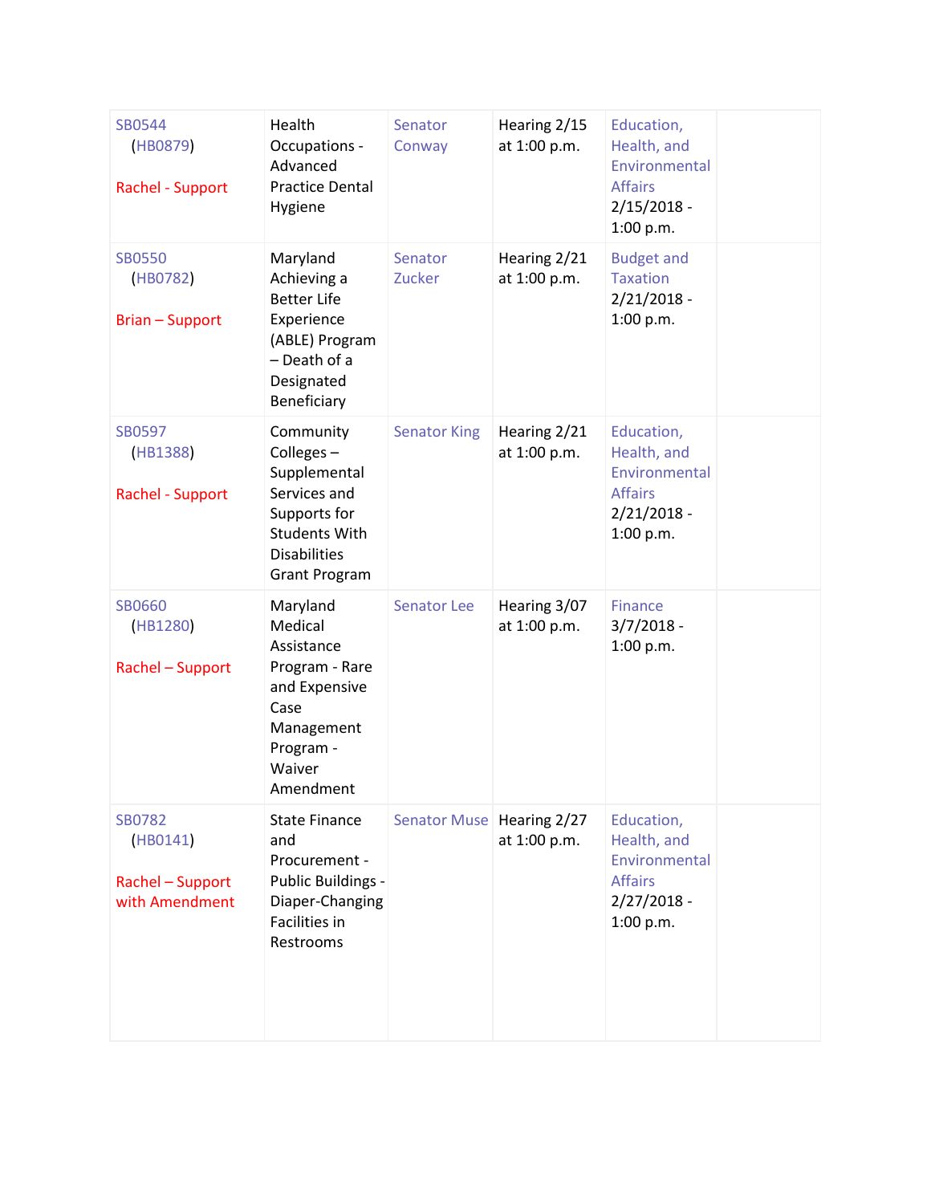| | | | | | |
|---|---|---|---|---|---|
| SB0544 (HB0879) Rachel - Support | Health Occupations - Advanced Practice Dental Hygiene | Senator Conway | Hearing 2/15 at 1:00 p.m. | Education, Health, and Environmental Affairs 2/15/2018 - 1:00 p.m. | |
| SB0550 (HB0782) Brian – Support | Maryland Achieving a Better Life Experience (ABLE) Program – Death of a Designated Beneficiary | Senator Zucker | Hearing 2/21 at 1:00 p.m. | Budget and Taxation 2/21/2018 - 1:00 p.m. | |
| SB0597 (HB1388) Rachel - Support | Community Colleges – Supplemental Services and Supports for Students With Disabilities Grant Program | Senator King | Hearing 2/21 at 1:00 p.m. | Education, Health, and Environmental Affairs 2/21/2018 - 1:00 p.m. | |
| SB0660 (HB1280) Rachel – Support | Maryland Medical Assistance Program - Rare and Expensive Case Management Program - Waiver Amendment | Senator Lee | Hearing 3/07 at 1:00 p.m. | Finance 3/7/2018 - 1:00 p.m. | |
| SB0782 (HB0141) Rachel – Support with Amendment | State Finance and Procurement - Public Buildings - Diaper-Changing Facilities in Restrooms | Senator Muse | Hearing 2/27 at 1:00 p.m. | Education, Health, and Environmental Affairs 2/27/2018 - 1:00 p.m. | |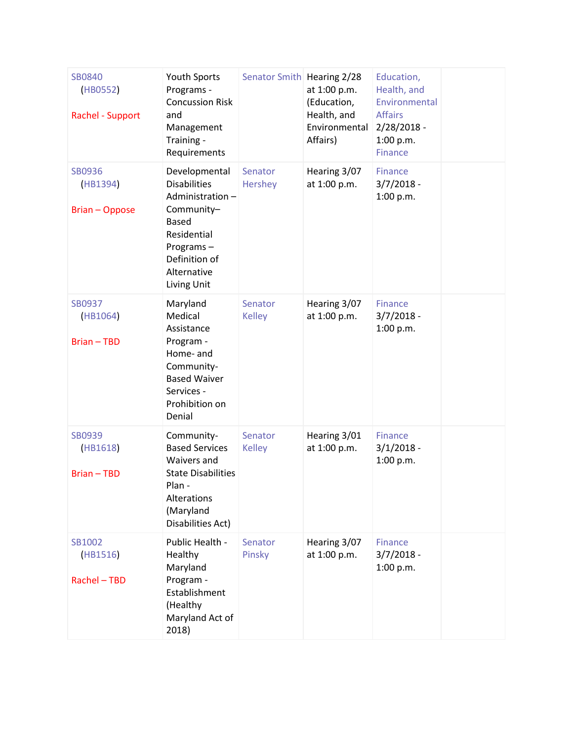| | | | | | |
|---|---|---|---|---|---|
| SB0840 (HB0552)<br><br>Rachel - Support | Youth Sports Programs - Concussion Risk and Management Training - Requirements | Senator Smith | Hearing 2/28 at 1:00 p.m. (Education, Health, and Environmental Affairs) | Education, Health, and Environmental Affairs 2/28/2018 - 1:00 p.m. Finance | |
| SB0936 (HB1394)<br><br>Brian – Oppose | Developmental Disabilities Administration – Community–Based Residential Programs – Definition of Alternative Living Unit | Senator Hershey | Hearing 3/07 at 1:00 p.m. | Finance 3/7/2018 - 1:00 p.m. | |
| SB0937 (HB1064)<br><br>Brian – TBD | Maryland Medical Assistance Program - Home- and Community-Based Waiver Services - Prohibition on Denial | Senator Kelley | Hearing 3/07 at 1:00 p.m. | Finance 3/7/2018 - 1:00 p.m. | |
| SB0939 (HB1618)<br><br>Brian – TBD | Community-Based Services Waivers and State Disabilities Plan - Alterations (Maryland Disabilities Act) | Senator Kelley | Hearing 3/01 at 1:00 p.m. | Finance 3/1/2018 - 1:00 p.m. | |
| SB1002 (HB1516)<br><br>Rachel – TBD | Public Health - Healthy Maryland Program - Establishment (Healthy Maryland Act of 2018) | Senator Pinsky | Hearing 3/07 at 1:00 p.m. | Finance 3/7/2018 - 1:00 p.m. | |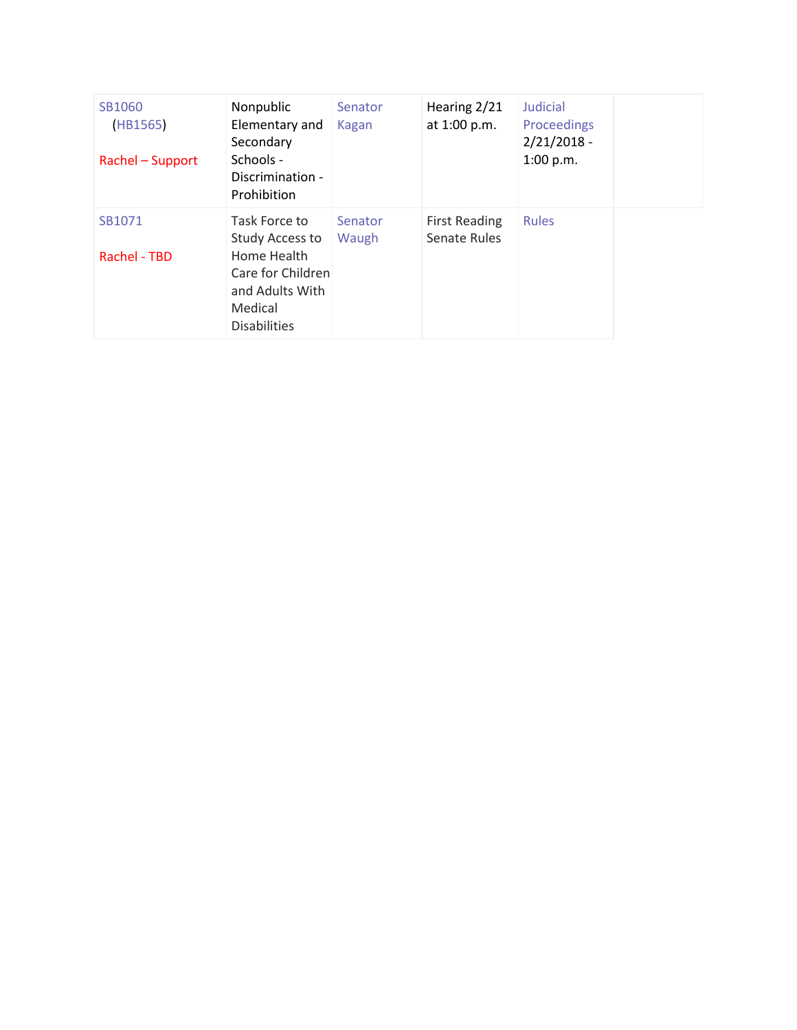| | | | | | |
|---|---|---|---|---|---|
| SB1060 (HB1565) Rachel – Support | Nonpublic Elementary and Secondary Schools - Discrimination - Prohibition | Senator Kagan | Hearing 2/21 at 1:00 p.m. | Judicial Proceedings 2/21/2018 - 1:00 p.m. | |
| SB1071 Rachel - TBD | Task Force to Study Access to Home Health Care for Children and Adults With Medical Disabilities | Senator Waugh | First Reading Senate Rules | Rules | |